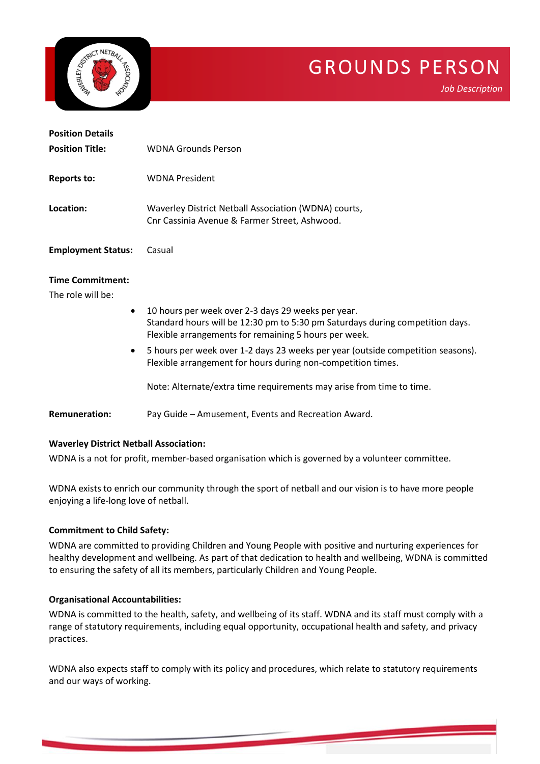# GROUNDS PERSON

*Job Description*

**Position Details**

**Position Title:** WDNA Grounds Person

**Reports to:** WDNA President

**Location:** Waverley District Netball Association (WDNA) courts, Cnr Cassinia Avenue & Farmer Street, Ashwood.

**Employment Status:** Casual

**Time Commitment:**

The role will be:

- 10 hours per week over 2-3 days 29 weeks per year.
  Standard hours will be 12:30 pm to 5:30 pm Saturdays during competition days.
  Flexible arrangements for remaining 5 hours per week.
- 5 hours per week over 1-2 days 23 weeks per year (outside competition seasons).
  Flexible arrangement for hours during non-competition times.

Note: Alternate/extra time requirements may arise from time to time.

**Remuneration:** Pay Guide – Amusement, Events and Recreation Award.

**Waverley District Netball Association:**

WDNA is a not for profit, member-based organisation which is governed by a volunteer committee.

WDNA exists to enrich our community through the sport of netball and our vision is to have more people enjoying a life-long love of netball.

**Commitment to Child Safety:**

WDNA are committed to providing Children and Young People with positive and nurturing experiences for healthy development and wellbeing. As part of that dedication to health and wellbeing, WDNA is committed to ensuring the safety of all its members, particularly Children and Young People.

**Organisational Accountabilities:**

WDNA is committed to the health, safety, and wellbeing of its staff. WDNA and its staff must comply with a range of statutory requirements, including equal opportunity, occupational health and safety, and privacy practices.

WDNA also expects staff to comply with its policy and procedures, which relate to statutory requirements and our ways of working.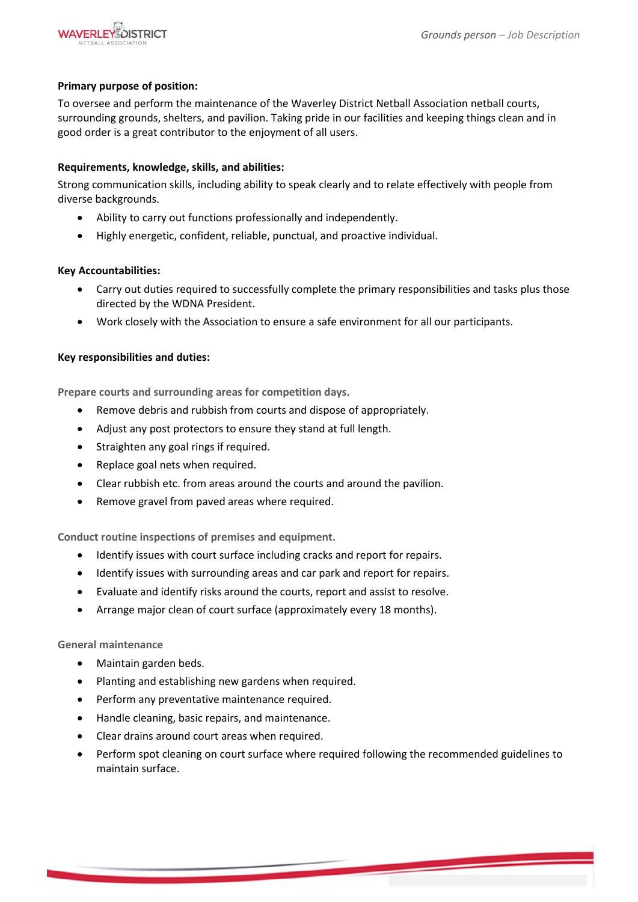**Primary purpose of position:**

To oversee and perform the maintenance of the Waverley District Netball Association netball courts, surrounding grounds, shelters, and pavilion. Taking pride in our facilities and keeping things clean and in good order is a great contributor to the enjoyment of all users.

**Requirements, knowledge, skills, and abilities:**

Strong communication skills, including ability to speak clearly and to relate effectively with people from diverse backgrounds.

- Ability to carry out functions professionally and independently.
- Highly energetic, confident, reliable, punctual, and proactive individual.

**Key Accountabilities:**

- Carry out duties required to successfully complete the primary responsibilities and tasks plus those directed by the WDNA President.
- Work closely with the Association to ensure a safe environment for all our participants.

**Key responsibilities and duties:**

**Prepare courts and surrounding areas for competition days.**

- Remove debris and rubbish from courts and dispose of appropriately.
- Adjust any post protectors to ensure they stand at full length.
- Straighten any goal rings if required.
- Replace goal nets when required.
- Clear rubbish etc. from areas around the courts and around the pavilion.
- Remove gravel from paved areas where required.

**Conduct routine inspections of premises and equipment.**

- Identify issues with court surface including cracks and report for repairs.
- Identify issues with surrounding areas and car park and report for repairs.
- Evaluate and identify risks around the courts, report and assist to resolve.
- Arrange major clean of court surface (approximately every 18 months).

**General maintenance**

- Maintain garden beds.
- Planting and establishing new gardens when required.
- Perform any preventative maintenance required.
- Handle cleaning, basic repairs, and maintenance.
- Clear drains around court areas when required.
- Perform spot cleaning on court surface where required following the recommended guidelines to maintain surface.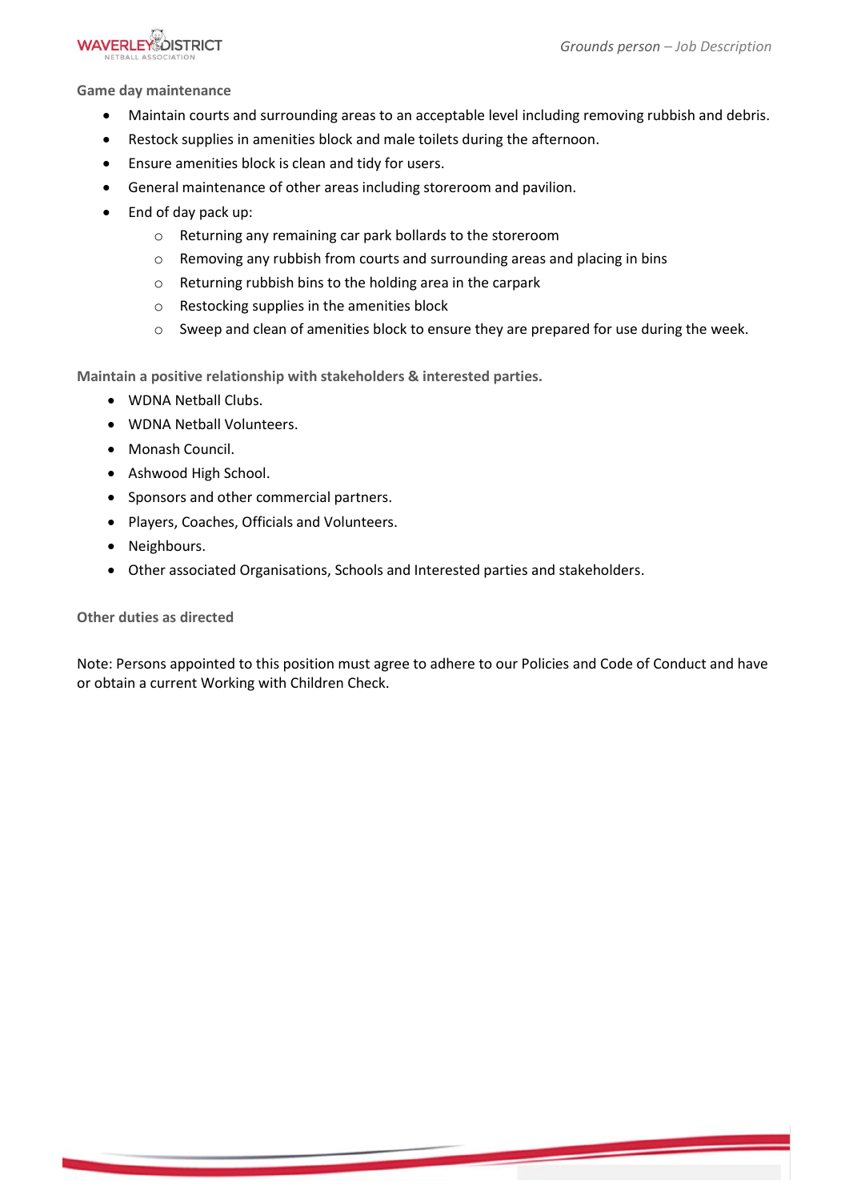### Game day maintenance

- Maintain courts and surrounding areas to an acceptable level including removing rubbish and debris.
- Restock supplies in amenities block and male toilets during the afternoon.
- Ensure amenities block is clean and tidy for users.
- General maintenance of other areas including storeroom and pavilion.
- End of day pack up:
  - Returning any remaining car park bollards to the storeroom
  - Removing any rubbish from courts and surrounding areas and placing in bins
  - Returning rubbish bins to the holding area in the carpark
  - Restocking supplies in the amenities block
  - Sweep and clean of amenities block to ensure they are prepared for use during the week.

### Maintain a positive relationship with stakeholders & interested parties.

- WDNA Netball Clubs.
- WDNA Netball Volunteers.
- Monash Council.
- Ashwood High School.
- Sponsors and other commercial partners.
- Players, Coaches, Officials and Volunteers.
- Neighbours.
- Other associated Organisations, Schools and Interested parties and stakeholders.

### Other duties as directed

Note: Persons appointed to this position must agree to adhere to our Policies and Code of Conduct and have or obtain a current Working with Children Check.